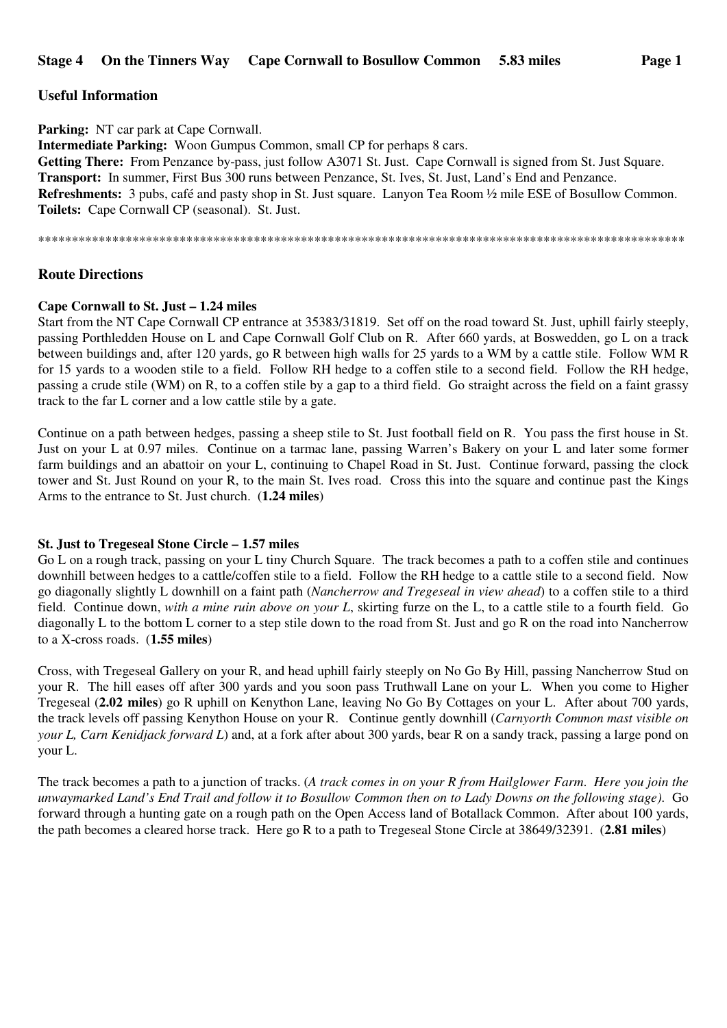## Stage 4 On the Tinners Way Cape Cornwall to Bosullow Common 5.83 miles

### Useful Information

**Parking:** NT car park at Cape Cornwall.
**Intermediate Parking:** Woon Gumpus Common, small CP for perhaps 8 cars.
**Getting There:** From Penzance by-pass, just follow A3071 St. Just. Cape Cornwall is signed from St. Just Square.
**Transport:** In summer, First Bus 300 runs between Penzance, St. Ives, St. Just, Land's End and Penzance.
**Refreshments:** 3 pubs, café and pasty shop in St. Just square. Lanyon Tea Room ½ mile ESE of Bosullow Common.
**Toilets:** Cape Cornwall CP (seasonal). St. Just.

****************************************************************************************************

### Route Directions

**Cape Cornwall to St. Just – 1.24 miles**

Start from the NT Cape Cornwall CP entrance at 35383/31819. Set off on the road toward St. Just, uphill fairly steeply, passing Porthledden House on L and Cape Cornwall Golf Club on R. After 660 yards, at Boswedden, go L on a track between buildings and, after 120 yards, go R between high walls for 25 yards to a WM by a cattle stile. Follow WM R for 15 yards to a wooden stile to a field. Follow RH hedge to a coffen stile to a second field. Follow the RH hedge, passing a crude stile (WM) on R, to a coffen stile by a gap to a third field. Go straight across the field on a faint grassy track to the far L corner and a low cattle stile by a gate.

Continue on a path between hedges, passing a sheep stile to St. Just football field on R. You pass the first house in St. Just on your L at 0.97 miles. Continue on a tarmac lane, passing Warren's Bakery on your L and later some former farm buildings and an abattoir on your L, continuing to Chapel Road in St. Just. Continue forward, passing the clock tower and St. Just Round on your R, to the main St. Ives road. Cross this into the square and continue past the Kings Arms to the entrance to St. Just church. (**1.24 miles**)

**St. Just to Tregeseal Stone Circle – 1.57 miles**

Go L on a rough track, passing on your L tiny Church Square. The track becomes a path to a coffen stile and continues downhill between hedges to a cattle/coffen stile to a field. Follow the RH hedge to a cattle stile to a second field. Now go diagonally slightly L downhill on a faint path (*Nancherrow and Tregeseal in view ahead*) to a coffen stile to a third field. Continue down, *with a mine ruin above on your L*, skirting furze on the L, to a cattle stile to a fourth field. Go diagonally L to the bottom L corner to a step stile down to the road from St. Just and go R on the road into Nancherrow to a X-cross roads. (**1.55 miles**)

Cross, with Tregeseal Gallery on your R, and head uphill fairly steeply on No Go By Hill, passing Nancherrow Stud on your R. The hill eases off after 300 yards and you soon pass Truthwall Lane on your L. When you come to Higher Tregeseal (**2.02 miles**) go R uphill on Kenython Lane, leaving No Go By Cottages on your L. After about 700 yards, the track levels off passing Kenython House on your R. Continue gently downhill (*Carnyorth Common mast visible on your L, Carn Kenidjack forward L*) and, at a fork after about 300 yards, bear R on a sandy track, passing a large pond on your L.

The track becomes a path to a junction of tracks. (*A track comes in on your R from Hailglower Farm. Here you join the unwaymarked Land's End Trail and follow it to Bosullow Common then on to Lady Downs on the following stage)*. Go forward through a hunting gate on a rough path on the Open Access land of Botallack Common. After about 100 yards, the path becomes a cleared horse track. Here go R to a path to Tregeseal Stone Circle at 38649/32391. (**2.81 miles**)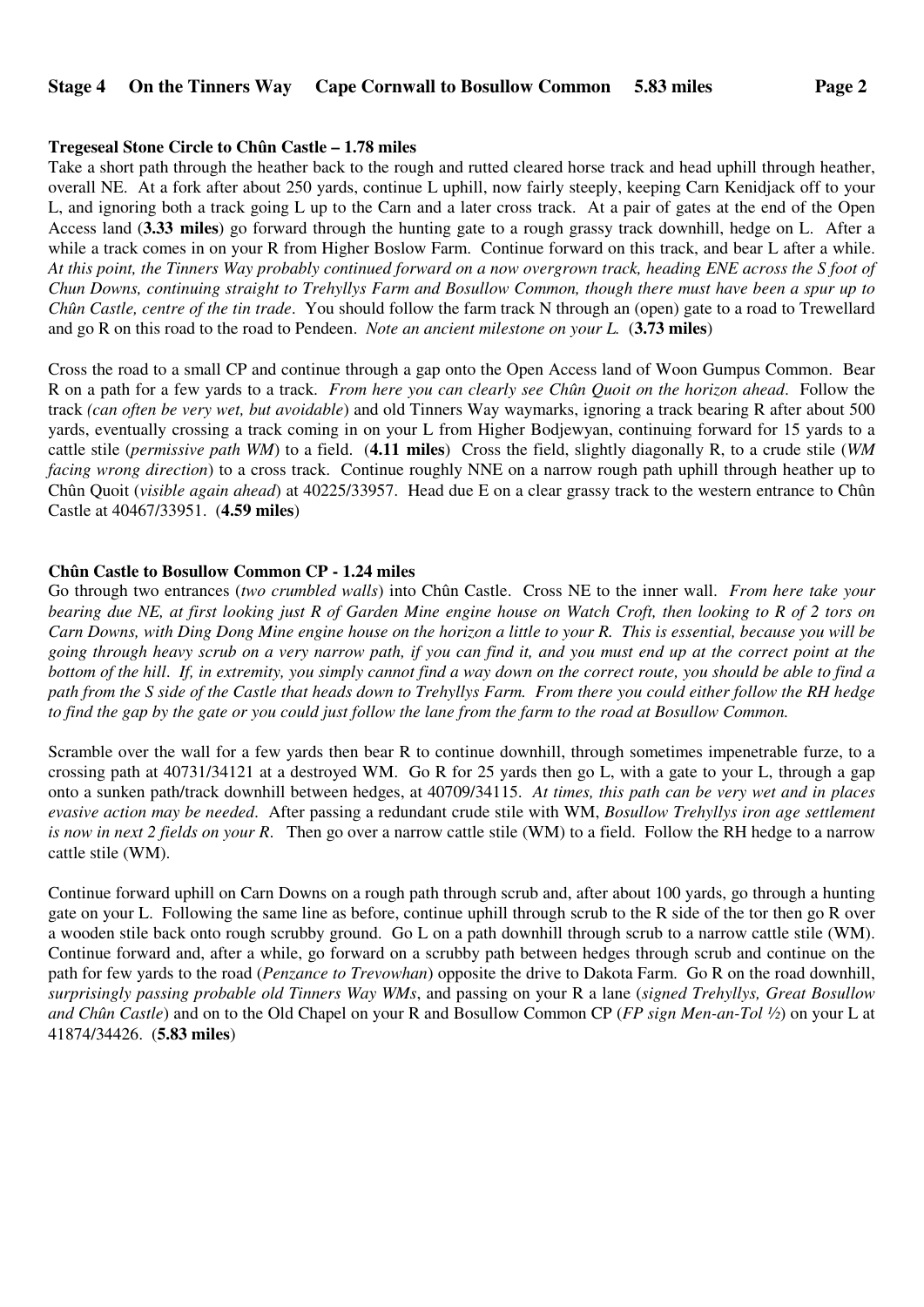**Tregeseal Stone Circle to Chûn Castle – 1.78 miles**

Take a short path through the heather back to the rough and rutted cleared horse track and head uphill through heather, overall NE. At a fork after about 250 yards, continue L uphill, now fairly steeply, keeping Carn Kenidjack off to your L, and ignoring both a track going L up to the Carn and a later cross track. At a pair of gates at the end of the Open Access land (**3.33 miles**) go forward through the hunting gate to a rough grassy track downhill, hedge on L. After a while a track comes in on your R from Higher Boslow Farm. Continue forward on this track, and bear L after a while. *At this point, the Tinners Way probably continued forward on a now overgrown track, heading ENE across the S foot of Chun Downs, continuing straight to Trehyllys Farm and Bosullow Common, though there must have been a spur up to Chûn Castle, centre of the tin trade*. You should follow the farm track N through an (open) gate to a road to Trewellard and go R on this road to the road to Pendeen. *Note an ancient milestone on your L.* (**3.73 miles**)

Cross the road to a small CP and continue through a gap onto the Open Access land of Woon Gumpus Common. Bear R on a path for a few yards to a track. *From here you can clearly see Chûn Quoit on the horizon ahead*. Follow the track *(can often be very wet, but avoidable*) and old Tinners Way waymarks, ignoring a track bearing R after about 500 yards, eventually crossing a track coming in on your L from Higher Bodjewyan, continuing forward for 15 yards to a cattle stile (*permissive path WM*) to a field. (**4.11 miles**) Cross the field, slightly diagonally R, to a crude stile (*WM facing wrong direction*) to a cross track. Continue roughly NNE on a narrow rough path uphill through heather up to Chûn Quoit (*visible again ahead*) at 40225/33957. Head due E on a clear grassy track to the western entrance to Chûn Castle at 40467/33951. (**4.59 miles**)

**Chûn Castle to Bosullow Common CP - 1.24 miles**

Go through two entrances (*two crumbled walls*) into Chûn Castle. Cross NE to the inner wall. *From here take your bearing due NE, at first looking just R of Garden Mine engine house on Watch Croft, then looking to R of 2 tors on Carn Downs, with Ding Dong Mine engine house on the horizon a little to your R. This is essential, because you will be going through heavy scrub on a very narrow path, if you can find it, and you must end up at the correct point at the bottom of the hill. If, in extremity, you simply cannot find a way down on the correct route, you should be able to find a path from the S side of the Castle that heads down to Trehyllys Farm. From there you could either follow the RH hedge to find the gap by the gate or you could just follow the lane from the farm to the road at Bosullow Common.*

Scramble over the wall for a few yards then bear R to continue downhill, through sometimes impenetrable furze, to a crossing path at 40731/34121 at a destroyed WM. Go R for 25 yards then go L, with a gate to your L, through a gap onto a sunken path/track downhill between hedges, at 40709/34115. *At times, this path can be very wet and in places evasive action may be needed*. After passing a redundant crude stile with WM, *Bosullow Trehyllys iron age settlement is now in next 2 fields on your R*. Then go over a narrow cattle stile (WM) to a field. Follow the RH hedge to a narrow cattle stile (WM).

Continue forward uphill on Carn Downs on a rough path through scrub and, after about 100 yards, go through a hunting gate on your L. Following the same line as before, continue uphill through scrub to the R side of the tor then go R over a wooden stile back onto rough scrubby ground. Go L on a path downhill through scrub to a narrow cattle stile (WM). Continue forward and, after a while, go forward on a scrubby path between hedges through scrub and continue on the path for few yards to the road (*Penzance to Trevowhan*) opposite the drive to Dakota Farm. Go R on the road downhill, *surprisingly passing probable old Tinners Way WMs*, and passing on your R a lane (*signed Trehyllys, Great Bosullow and Chûn Castle*) and on to the Old Chapel on your R and Bosullow Common CP (*FP sign Men-an-Tol ½*) on your L at 41874/34426. (**5.83 miles**)